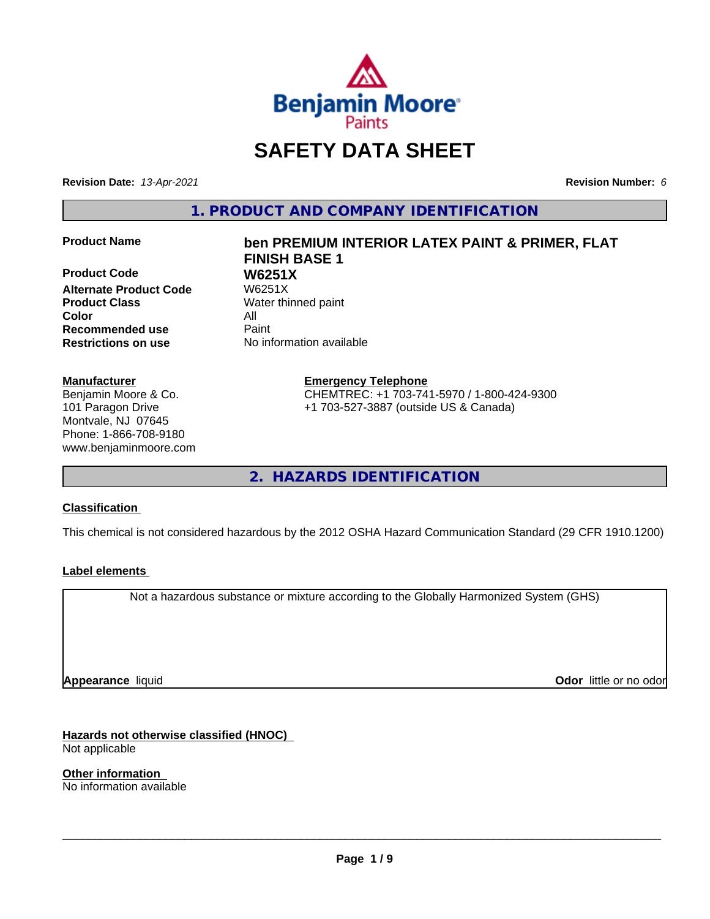# SAFETY DATA SHEET

**Revision Date:** *13-Apr-2021* **Revision Number:** *6*

## 1. PRODUCT AND COMPANY IDENTIFICATION

| | |
|---|---|
| **Product Name** | **ben PREMIUM INTERIOR LATEX PAINT & PRIMER, FLAT FINISH BASE 1** |
| **Product Code** | **W6251X** |
| **Alternate Product Code** | W6251X |
| **Product Class** | Water thinned paint |
| **Color** | All |
| **Recommended use** | Paint |
| **Restrictions on use** | No information available |

**Manufacturer**
Benjamin Moore & Co.
101 Paragon Drive
Montvale, NJ 07645
Phone: 1-866-708-9180
www.benjaminmoore.com

**Emergency Telephone**
CHEMTREC: +1 703-741-5970 / 1-800-424-9300
+1 703-527-3887 (outside US & Canada)

## 2. HAZARDS IDENTIFICATION

**Classification**

This chemical is not considered hazardous by the 2012 OSHA Hazard Communication Standard (29 CFR 1910.1200)

**Label elements**

Not a hazardous substance or mixture according to the Globally Harmonized System (GHS)

**Appearance** liquid **Odor** little or no odor

**Hazards not otherwise classified (HNOC)**
Not applicable

**Other information**
No information available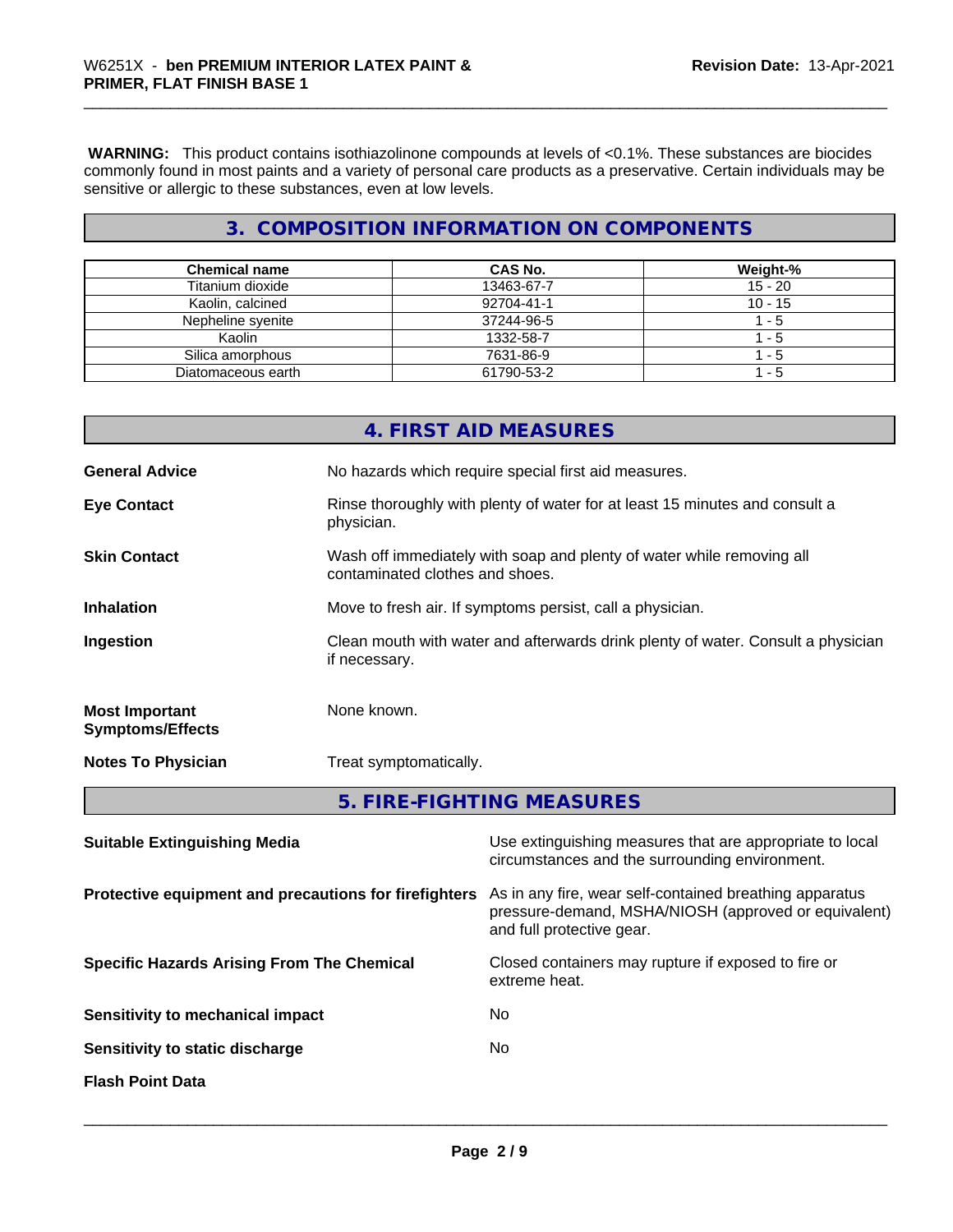**WARNING:** This product contains isothiazolinone compounds at levels of <0.1%. These substances are biocides commonly found in most paints and a variety of personal care products as a preservative. Certain individuals may be sensitive or allergic to these substances, even at low levels.

## 3. COMPOSITION INFORMATION ON COMPONENTS

| Chemical name | CAS No. | Weight-% |
|---|---|---|
| Titanium dioxide | 13463-67-7 | 15 - 20 |
| Kaolin, calcined | 92704-41-1 | 10 - 15 |
| Nepheline syenite | 37244-96-5 | 1 - 5 |
| Kaolin | 1332-58-7 | 1 - 5 |
| Silica amorphous | 7631-86-9 | 1 - 5 |
| Diatomaceous earth | 61790-53-2 | 1 - 5 |

## 4. FIRST AID MEASURES

**General Advice** No hazards which require special first aid measures.

**Eye Contact** Rinse thoroughly with plenty of water for at least 15 minutes and consult a physician.

**Skin Contact** Wash off immediately with soap and plenty of water while removing all contaminated clothes and shoes.

**Inhalation** Move to fresh air. If symptoms persist, call a physician.

**Ingestion** Clean mouth with water and afterwards drink plenty of water. Consult a physician if necessary.

**Most Important Symptoms/Effects** None known.

**Notes To Physician** Treat symptomatically.

## 5. FIRE-FIGHTING MEASURES

**Suitable Extinguishing Media** Use extinguishing measures that are appropriate to local circumstances and the surrounding environment.

**Protective equipment and precautions for firefighters** As in any fire, wear self-contained breathing apparatus pressure-demand, MSHA/NIOSH (approved or equivalent) and full protective gear.

**Specific Hazards Arising From The Chemical** Closed containers may rupture if exposed to fire or extreme heat.

**Sensitivity to mechanical impact** No

**Sensitivity to static discharge** No

**Flash Point Data**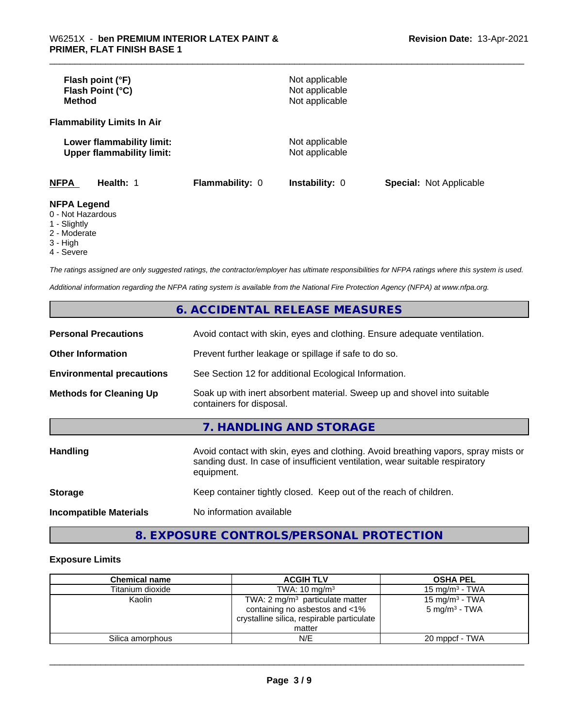| | |
|---|---|
| **Flash point (°F)** | Not applicable |
| **Flash Point (°C)** | Not applicable |
| **Method** | Not applicable |

**Flammability Limits In Air**

| | |
|---|---|
| **Lower flammability limit:** | Not applicable |
| **Upper flammability limit:** | Not applicable |

| **NFPA** | **Health:** 1 | **Flammability:** 0 | **Instability:** 0 | **Special:** Not Applicable |
|---|---|---|---|---|

**NFPA Legend**

- 0 - Not Hazardous
- 1 - Slightly
- 2 - Moderate
- 3 - High
- 4 - Severe

*The ratings assigned are only suggested ratings, the contractor/employer has ultimate responsibilities for NFPA ratings where this system is used.*

*Additional information regarding the NFPA rating system is available from the National Fire Protection Agency (NFPA) at www.nfpa.org.*

## 6. ACCIDENTAL RELEASE MEASURES

| | |
|---|---|
| **Personal Precautions** | Avoid contact with skin, eyes and clothing. Ensure adequate ventilation. |
| **Other Information** | Prevent further leakage or spillage if safe to do so. |
| **Environmental precautions** | See Section 12 for additional Ecological Information. |
| **Methods for Cleaning Up** | Soak up with inert absorbent material. Sweep up and shovel into suitable containers for disposal. |

## 7. HANDLING AND STORAGE

| | |
|---|---|
| **Handling** | Avoid contact with skin, eyes and clothing. Avoid breathing vapors, spray mists or sanding dust. In case of insufficient ventilation, wear suitable respiratory equipment. |
| **Storage** | Keep container tightly closed. Keep out of the reach of children. |
| **Incompatible Materials** | No information available |

## 8. EXPOSURE CONTROLS/PERSONAL PROTECTION

### Exposure Limits

| Chemical name | ACGIH TLV | OSHA PEL |
|---|---|---|
| Titanium dioxide | TWA: 10 mg/m³ | 15 mg/m³ - TWA |
| Kaolin | TWA: 2 mg/m³ particulate matter containing no asbestos and <1% crystalline silica, respirable particulate matter | 15 mg/m³ - TWA<br>5 mg/m³ - TWA |
| Silica amorphous | N/E | 20 mppcf - TWA |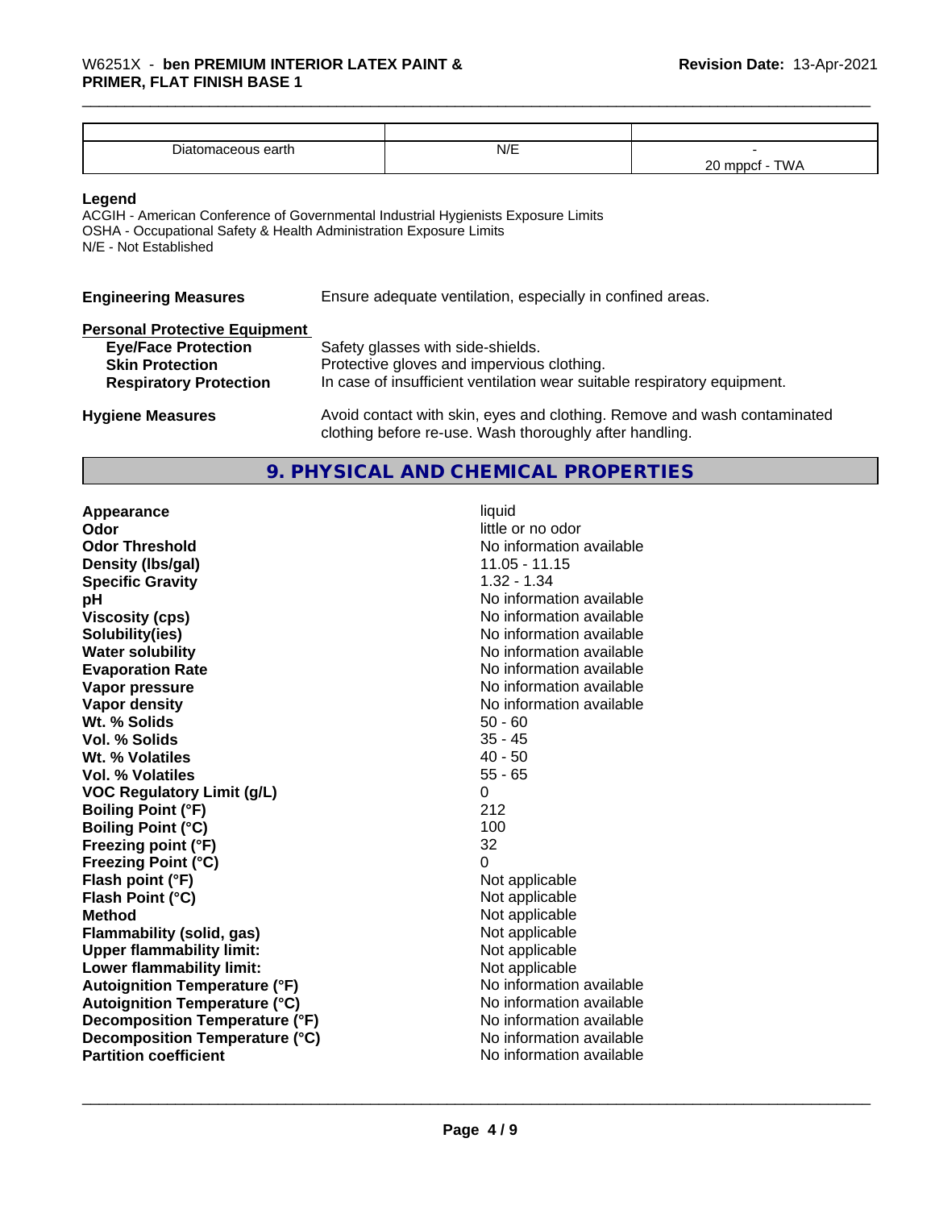| | | |
|---|---|---|
| Diatomaceous earth | N/E | -<br>20 mppcf - TWA |

**Legend**

ACGIH - American Conference of Governmental Industrial Hygienists Exposure Limits
OSHA - Occupational Safety & Health Administration Exposure Limits
N/E - Not Established

**Engineering Measures** Ensure adequate ventilation, especially in confined areas.

**Personal Protective Equipment**

**Eye/Face Protection** Safety glasses with side-shields.
**Skin Protection** Protective gloves and impervious clothing.
**Respiratory Protection** In case of insufficient ventilation wear suitable respiratory equipment.

**Hygiene Measures** Avoid contact with skin, eyes and clothing. Remove and wash contaminated clothing before re-use. Wash thoroughly after handling.

## 9. PHYSICAL AND CHEMICAL PROPERTIES

| | |
|---|---|
| **Appearance** | liquid |
| **Odor** | little or no odor |
| **Odor Threshold** | No information available |
| **Density (lbs/gal)** | 11.05 - 11.15 |
| **Specific Gravity** | 1.32 - 1.34 |
| **pH** | No information available |
| **Viscosity (cps)** | No information available |
| **Solubility(ies)** | No information available |
| **Water solubility** | No information available |
| **Evaporation Rate** | No information available |
| **Vapor pressure** | No information available |
| **Vapor density** | No information available |
| **Wt. % Solids** | 50 - 60 |
| **Vol. % Solids** | 35 - 45 |
| **Wt. % Volatiles** | 40 - 50 |
| **Vol. % Volatiles** | 55 - 65 |
| **VOC Regulatory Limit (g/L)** | 0 |
| **Boiling Point (°F)** | 212 |
| **Boiling Point (°C)** | 100 |
| **Freezing point (°F)** | 32 |
| **Freezing Point (°C)** | 0 |
| **Flash point (°F)** | Not applicable |
| **Flash Point (°C)** | Not applicable |
| **Method** | Not applicable |
| **Flammability (solid, gas)** | Not applicable |
| **Upper flammability limit:** | Not applicable |
| **Lower flammability limit:** | Not applicable |
| **Autoignition Temperature (°F)** | No information available |
| **Autoignition Temperature (°C)** | No information available |
| **Decomposition Temperature (°F)** | No information available |
| **Decomposition Temperature (°C)** | No information available |
| **Partition coefficient** | No information available |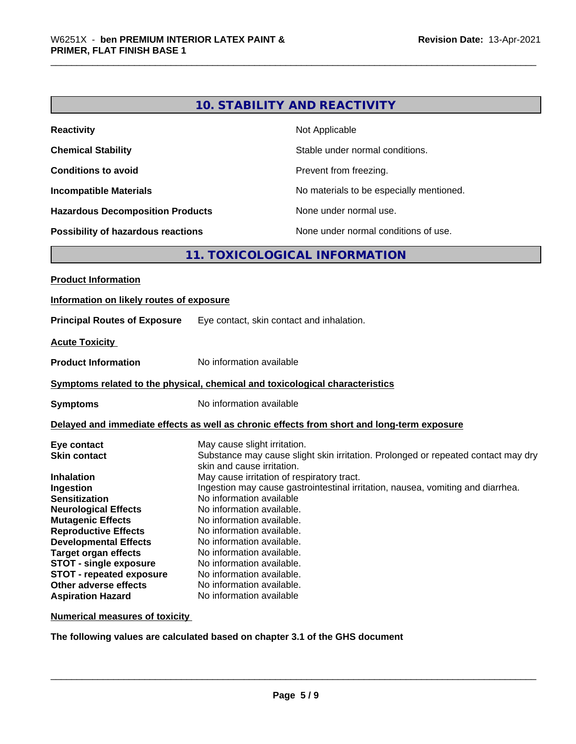## 10. STABILITY AND REACTIVITY

| | |
|---|---|
| **Reactivity** | Not Applicable |
| **Chemical Stability** | Stable under normal conditions. |
| **Conditions to avoid** | Prevent from freezing. |
| **Incompatible Materials** | No materials to be especially mentioned. |
| **Hazardous Decomposition Products** | None under normal use. |
| **Possibility of hazardous reactions** | None under normal conditions of use. |

## 11. TOXICOLOGICAL INFORMATION

**Product Information**

**Information on likely routes of exposure**

**Principal Routes of Exposure** Eye contact, skin contact and inhalation.

**Acute Toxicity**

**Product Information** No information available

**Symptoms related to the physical, chemical and toxicological characteristics**

**Symptoms** No information available

**Delayed and immediate effects as well as chronic effects from short and long-term exposure**

| | |
|---|---|
| **Eye contact** | May cause slight irritation. |
| **Skin contact** | Substance may cause slight skin irritation. Prolonged or repeated contact may dry skin and cause irritation. |
| **Inhalation** | May cause irritation of respiratory tract. |
| **Ingestion** | Ingestion may cause gastrointestinal irritation, nausea, vomiting and diarrhea. |
| **Sensitization** | No information available |
| **Neurological Effects** | No information available. |
| **Mutagenic Effects** | No information available. |
| **Reproductive Effects** | No information available. |
| **Developmental Effects** | No information available. |
| **Target organ effects** | No information available. |
| **STOT - single exposure** | No information available. |
| **STOT - repeated exposure** | No information available. |
| **Other adverse effects** | No information available. |
| **Aspiration Hazard** | No information available |

**Numerical measures of toxicity**

**The following values are calculated based on chapter 3.1 of the GHS document**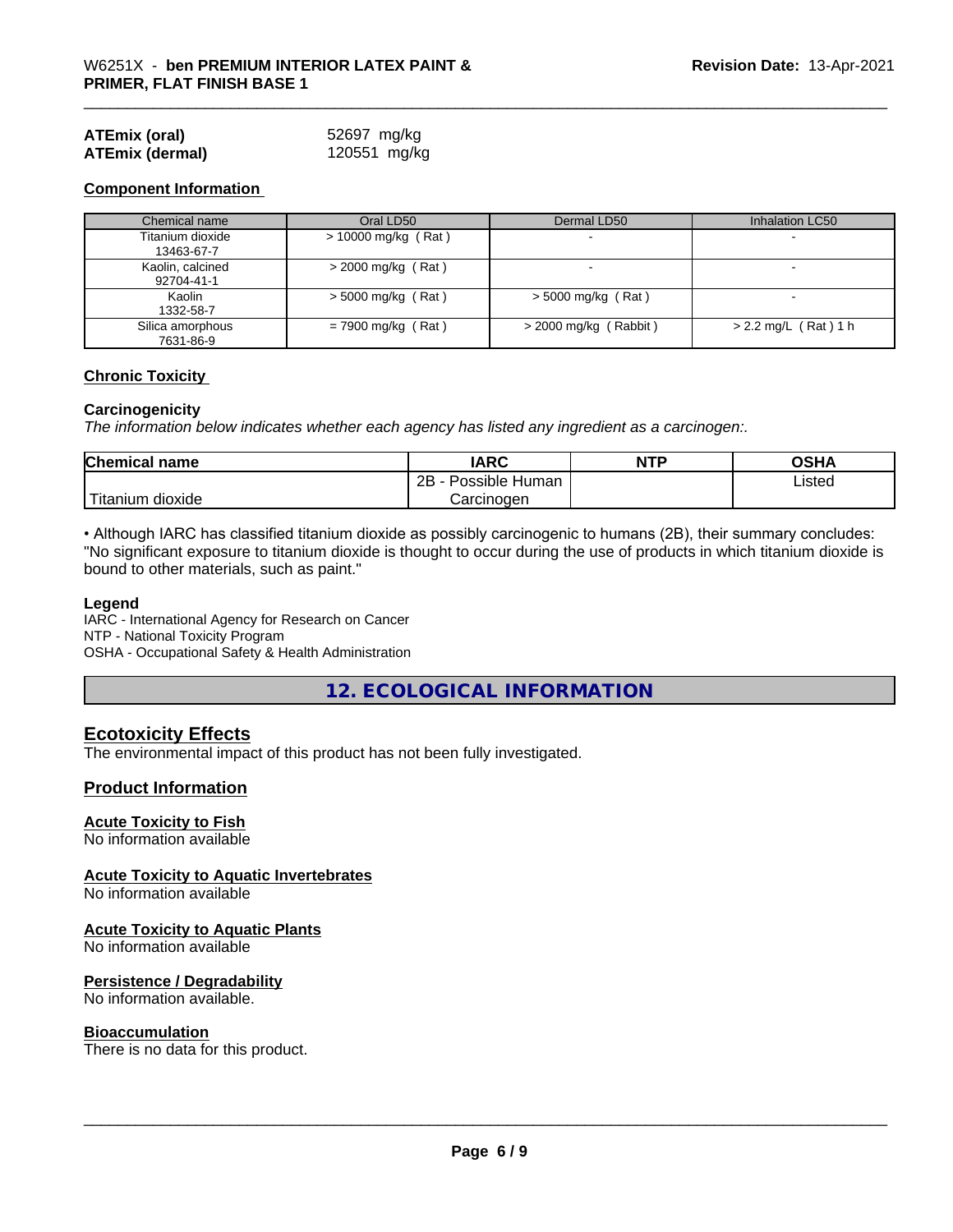**ATEmix (oral)** 52697 mg/kg
**ATEmix (dermal)** 120551 mg/kg

### Component Information

| Chemical name | Oral LD50 | Dermal LD50 | Inhalation LC50 |
|---|---|---|---|
| Titanium dioxide 13463-67-7 | > 10000 mg/kg ( Rat ) | - | - |
| Kaolin, calcined 92704-41-1 | > 2000 mg/kg ( Rat ) | - | - |
| Kaolin 1332-58-7 | > 5000 mg/kg ( Rat ) | > 5000 mg/kg ( Rat ) | - |
| Silica amorphous 7631-86-9 | = 7900 mg/kg ( Rat ) | > 2000 mg/kg ( Rabbit ) | > 2.2 mg/L ( Rat ) 1 h |

### Chronic Toxicity

**Carcinogenicity**

*The information below indicates whether each agency has listed any ingredient as a carcinogen:.*

| Chemical name | IARC | NTP | OSHA |
|---|---|---|---|
| Titanium dioxide | 2B - Possible Human Carcinogen | | Listed |

• Although IARC has classified titanium dioxide as possibly carcinogenic to humans (2B), their summary concludes: "No significant exposure to titanium dioxide is thought to occur during the use of products in which titanium dioxide is bound to other materials, such as paint."

**Legend**

IARC - International Agency for Research on Cancer
NTP - National Toxicity Program
OSHA - Occupational Safety & Health Administration

## 12. ECOLOGICAL INFORMATION

### Ecotoxicity Effects

The environmental impact of this product has not been fully investigated.

### Product Information

**Acute Toxicity to Fish**

No information available

**Acute Toxicity to Aquatic Invertebrates**

No information available

**Acute Toxicity to Aquatic Plants**

No information available

**Persistence / Degradability**

No information available.

**Bioaccumulation**

There is no data for this product.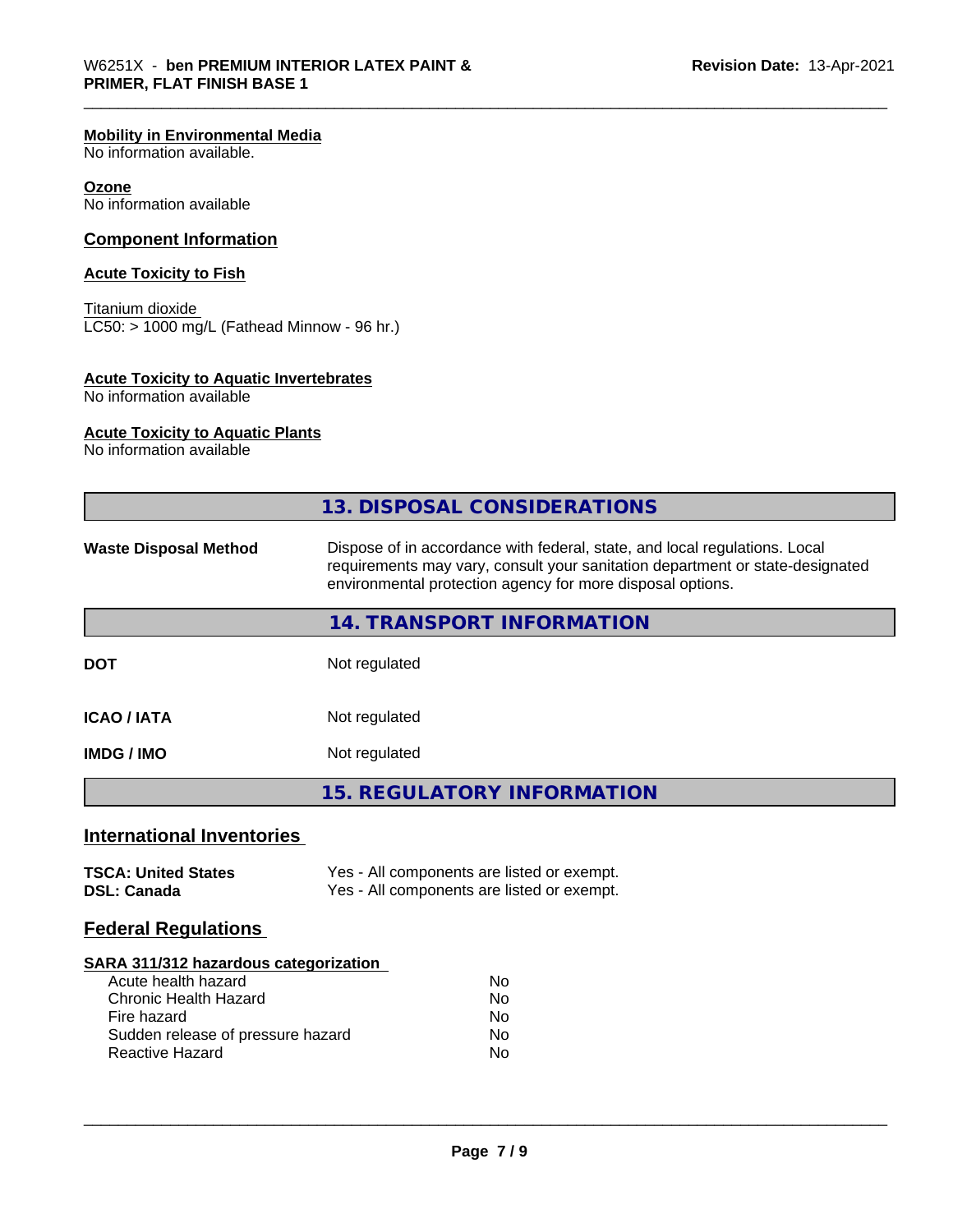**Mobility in Environmental Media**
No information available.

**Ozone**
No information available

## Component Information

**Acute Toxicity to Fish**

Titanium dioxide
LC50: > 1000 mg/L (Fathead Minnow - 96 hr.)

**Acute Toxicity to Aquatic Invertebrates**
No information available

**Acute Toxicity to Aquatic Plants**
No information available

## 13. DISPOSAL CONSIDERATIONS

| | |
|---|---|
| **Waste Disposal Method** | Dispose of in accordance with federal, state, and local regulations. Local requirements may vary, consult your sanitation department or state-designated environmental protection agency for more disposal options. |

## 14. TRANSPORT INFORMATION

| | |
|---|---|
| **DOT** | Not regulated |
| **ICAO / IATA** | Not regulated |
| **IMDG / IMO** | Not regulated |

## 15. REGULATORY INFORMATION

### International Inventories

| | |
|---|---|
| **TSCA: United States** | Yes - All components are listed or exempt. |
| **DSL: Canada** | Yes - All components are listed or exempt. |

### Federal Regulations

**SARA 311/312 hazardous categorization**

| | |
|---|---|
| Acute health hazard | No |
| Chronic Health Hazard | No |
| Fire hazard | No |
| Sudden release of pressure hazard | No |
| Reactive Hazard | No |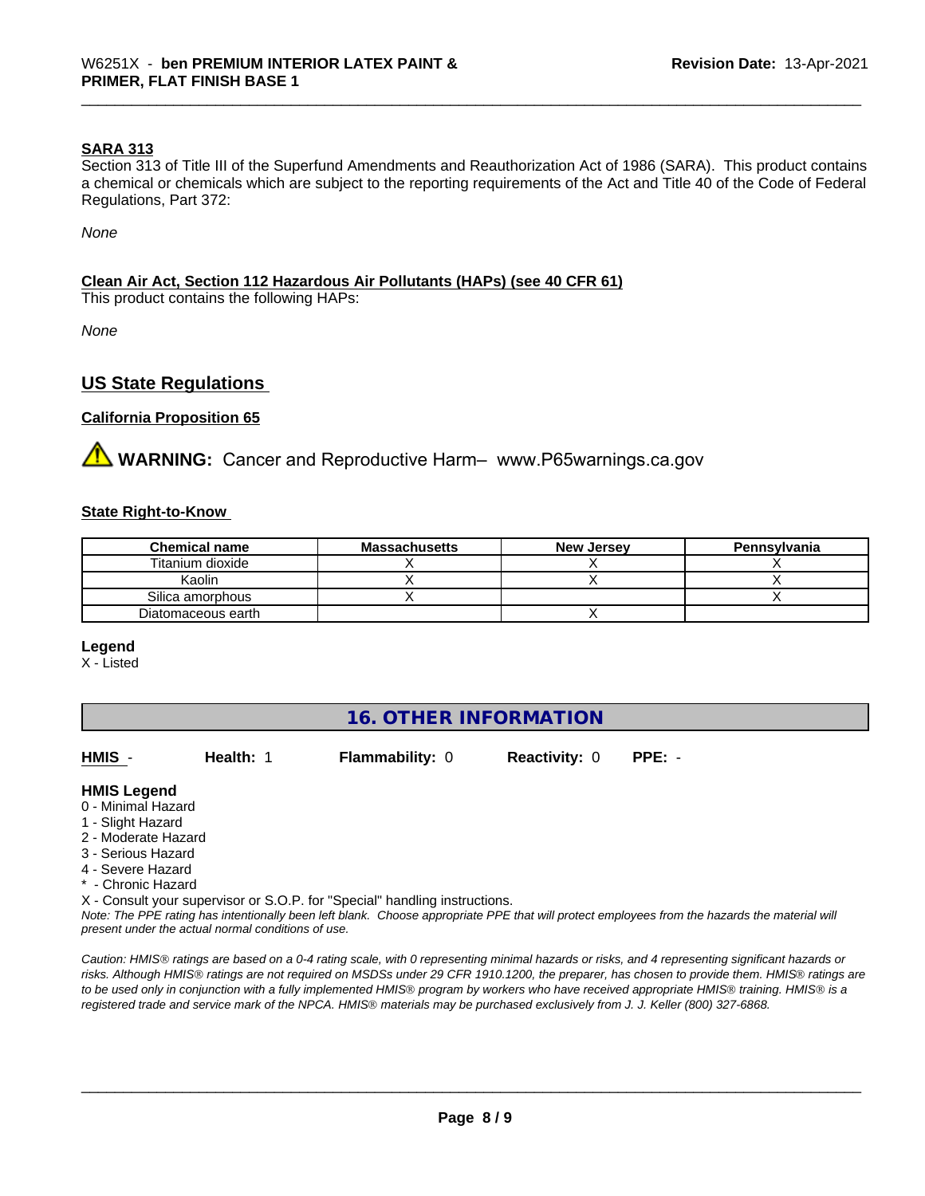#### SARA 313

Section 313 of Title III of the Superfund Amendments and Reauthorization Act of 1986 (SARA). This product contains a chemical or chemicals which are subject to the reporting requirements of the Act and Title 40 of the Code of Federal Regulations, Part 372:

*None*

#### Clean Air Act, Section 112 Hazardous Air Pollutants (HAPs) (see 40 CFR 61)

This product contains the following HAPs:

*None*

## US State Regulations

#### California Proposition 65

**WARNING:** Cancer and Reproductive Harm– www.P65warnings.ca.gov

#### State Right-to-Know

| Chemical name | Massachusetts | New Jersey | Pennsylvania |
|---|---|---|---|
| Titanium dioxide | X | X | X |
| Kaolin | X | X | X |
| Silica amorphous | X | | X |
| Diatomaceous earth | | X | |

**Legend**

X - Listed

## 16. OTHER INFORMATION

**HMIS** - **Health:** 1 **Flammability:** 0 **Reactivity:** 0 **PPE:** -

**HMIS Legend**

0 - Minimal Hazard
1 - Slight Hazard
2 - Moderate Hazard
3 - Serious Hazard
4 - Severe Hazard
* - Chronic Hazard
X - Consult your supervisor or S.O.P. for "Special" handling instructions.

*Note: The PPE rating has intentionally been left blank. Choose appropriate PPE that will protect employees from the hazards the material will present under the actual normal conditions of use.*

*Caution: HMIS® ratings are based on a 0-4 rating scale, with 0 representing minimal hazards or risks, and 4 representing significant hazards or risks. Although HMIS® ratings are not required on MSDSs under 29 CFR 1910.1200, the preparer, has chosen to provide them. HMIS® ratings are to be used only in conjunction with a fully implemented HMIS® program by workers who have received appropriate HMIS® training. HMIS® is a registered trade and service mark of the NPCA. HMIS® materials may be purchased exclusively from J. J. Keller (800) 327-6868.*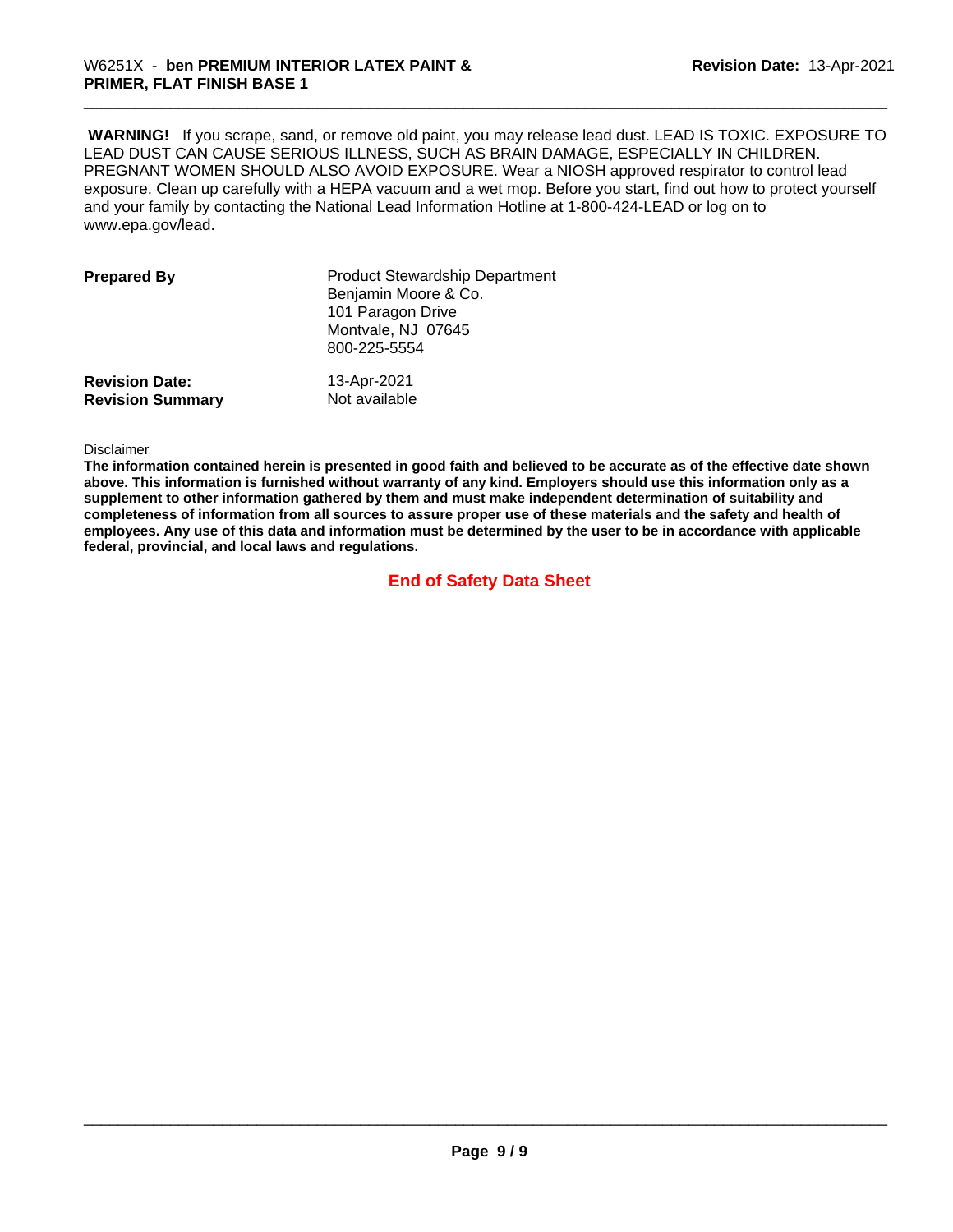**WARNING!** If you scrape, sand, or remove old paint, you may release lead dust. LEAD IS TOXIC. EXPOSURE TO LEAD DUST CAN CAUSE SERIOUS ILLNESS, SUCH AS BRAIN DAMAGE, ESPECIALLY IN CHILDREN. PREGNANT WOMEN SHOULD ALSO AVOID EXPOSURE. Wear a NIOSH approved respirator to control lead exposure. Clean up carefully with a HEPA vacuum and a wet mop. Before you start, find out how to protect yourself and your family by contacting the National Lead Information Hotline at 1-800-424-LEAD or log on to www.epa.gov/lead.

| | |
|---|---|
| **Prepared By** | Product Stewardship Department<br>Benjamin Moore & Co.<br>101 Paragon Drive<br>Montvale, NJ 07645<br>800-225-5554 |
| **Revision Date:** | 13-Apr-2021 |
| **Revision Summary** | Not available |

Disclaimer

**The information contained herein is presented in good faith and believed to be accurate as of the effective date shown above. This information is furnished without warranty of any kind. Employers should use this information only as a supplement to other information gathered by them and must make independent determination of suitability and completeness of information from all sources to assure proper use of these materials and the safety and health of employees. Any use of this data and information must be determined by the user to be in accordance with applicable federal, provincial, and local laws and regulations.**

**End of Safety Data Sheet**